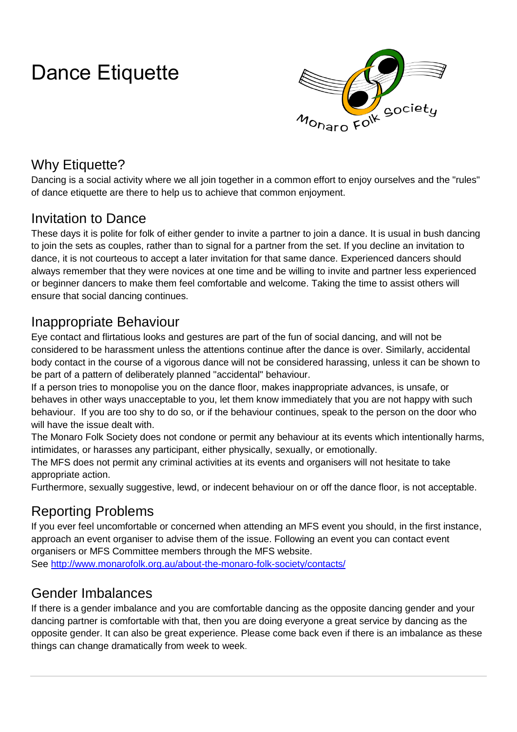# Dance Etiquette

## Why Etiquette?

Dancing is a social activity where we all join together in a common effort to enjoy ourselves and the "rules" of dance etiquette are there to help us to achieve that common enjoyment.

## Invitation to Dance

These days it is polite for folk of either gender to invite a partner to join a dance. It is usual in bush dancing to join the sets as couples, rather than to signal for a partner from the set. If you decline an invitation to dance, it is not courteous to accept a later invitation for that same dance. Experienced dancers should always remember that they were novices at one time and be willing to invite and partner less experienced or beginner dancers to make them feel comfortable and welcome. Taking the time to assist others will ensure that social dancing continues.

## Inappropriate Behaviour

Eye contact and flirtatious looks and gestures are part of the fun of social dancing, and will not be considered to be harassment unless the attentions continue after the dance is over. Similarly, accidental body contact in the course of a vigorous dance will not be considered harassing, unless it can be shown to be part of a pattern of deliberately planned "accidental" behaviour.

If a person tries to monopolise you on the dance floor, makes inappropriate advances, is unsafe, or behaves in other ways unacceptable to you, let them know immediately that you are not happy with such behaviour. If you are too shy to do so, or if the behaviour continues, speak to the person on the door who will have the issue dealt with.

The Monaro Folk Society does not condone or permit any behaviour at its events which intentionally harms, intimidates, or harasses any participant, either physically, sexually, or emotionally.

The MFS does not permit any criminal activities at its events and organisers will not hesitate to take appropriate action.

Furthermore, sexually suggestive, lewd, or indecent behaviour on or off the dance floor, is not acceptable.

## Reporting Problems

If you ever feel uncomfortable or concerned when attending an MFS event you should, in the first instance, approach an event organiser to advise them of the issue. Following an event you can contact event organisers or MFS Committee members through the MFS website.

See http://www.monarofolk.org.au/about-the-monaro-folk-society/contacts/

## Gender Imbalances

If there is a gender imbalance and you are comfortable dancing as the opposite dancing gender and your dancing partner is comfortable with that, then you are doing everyone a great service by dancing as the opposite gender. It can also be great experience. Please come back even if there is an imbalance as these things can change dramatically from week to week.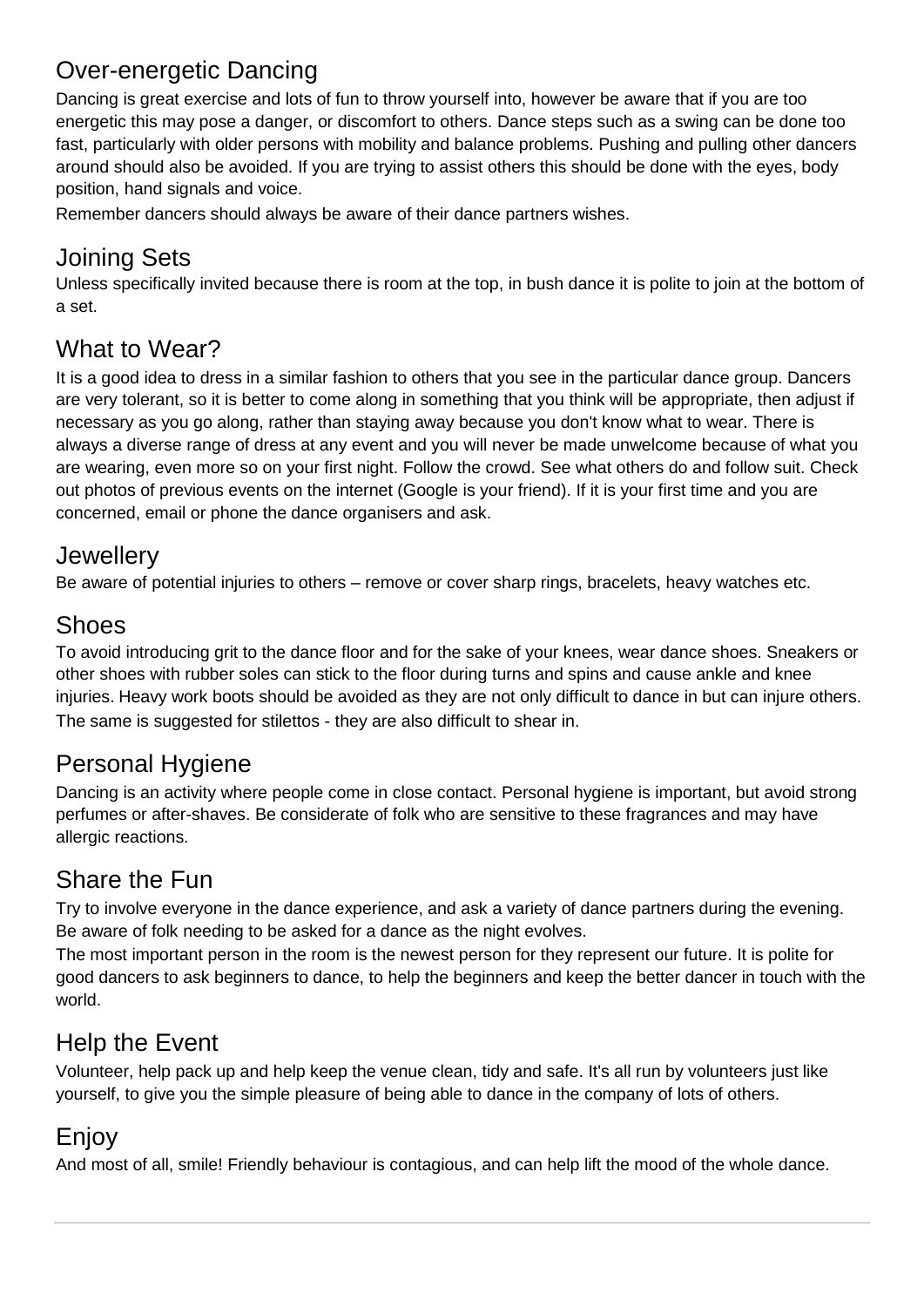## Over-energetic Dancing

Dancing is great exercise and lots of fun to throw yourself into, however be aware that if you are too energetic this may pose a danger, or discomfort to others. Dance steps such as a swing can be done too fast, particularly with older persons with mobility and balance problems. Pushing and pulling other dancers around should also be avoided. If you are trying to assist others this should be done with the eyes, body position, hand signals and voice.

Remember dancers should always be aware of their dance partners wishes.

## Joining Sets

Unless specifically invited because there is room at the top, in bush dance it is polite to join at the bottom of a set.

## What to Wear?

It is a good idea to dress in a similar fashion to others that you see in the particular dance group. Dancers are very tolerant, so it is better to come along in something that you think will be appropriate, then adjust if necessary as you go along, rather than staying away because you don't know what to wear. There is always a diverse range of dress at any event and you will never be made unwelcome because of what you are wearing, even more so on your first night. Follow the crowd. See what others do and follow suit. Check out photos of previous events on the internet (Google is your friend). If it is your first time and you are concerned, email or phone the dance organisers and ask.

## Jewellery

Be aware of potential injuries to others – remove or cover sharp rings, bracelets, heavy watches etc.

## Shoes

To avoid introducing grit to the dance floor and for the sake of your knees, wear dance shoes. Sneakers or other shoes with rubber soles can stick to the floor during turns and spins and cause ankle and knee injuries. Heavy work boots should be avoided as they are not only difficult to dance in but can injure others. The same is suggested for stilettos - they are also difficult to shear in.

## Personal Hygiene

Dancing is an activity where people come in close contact. Personal hygiene is important, but avoid strong perfumes or after-shaves. Be considerate of folk who are sensitive to these fragrances and may have allergic reactions.

## Share the Fun

Try to involve everyone in the dance experience, and ask a variety of dance partners during the evening. Be aware of folk needing to be asked for a dance as the night evolves.

The most important person in the room is the newest person for they represent our future. It is polite for good dancers to ask beginners to dance, to help the beginners and keep the better dancer in touch with the world.

## Help the Event

Volunteer, help pack up and help keep the venue clean, tidy and safe. It's all run by volunteers just like yourself, to give you the simple pleasure of being able to dance in the company of lots of others.

## Enjoy

And most of all, smile! Friendly behaviour is contagious, and can help lift the mood of the whole dance.